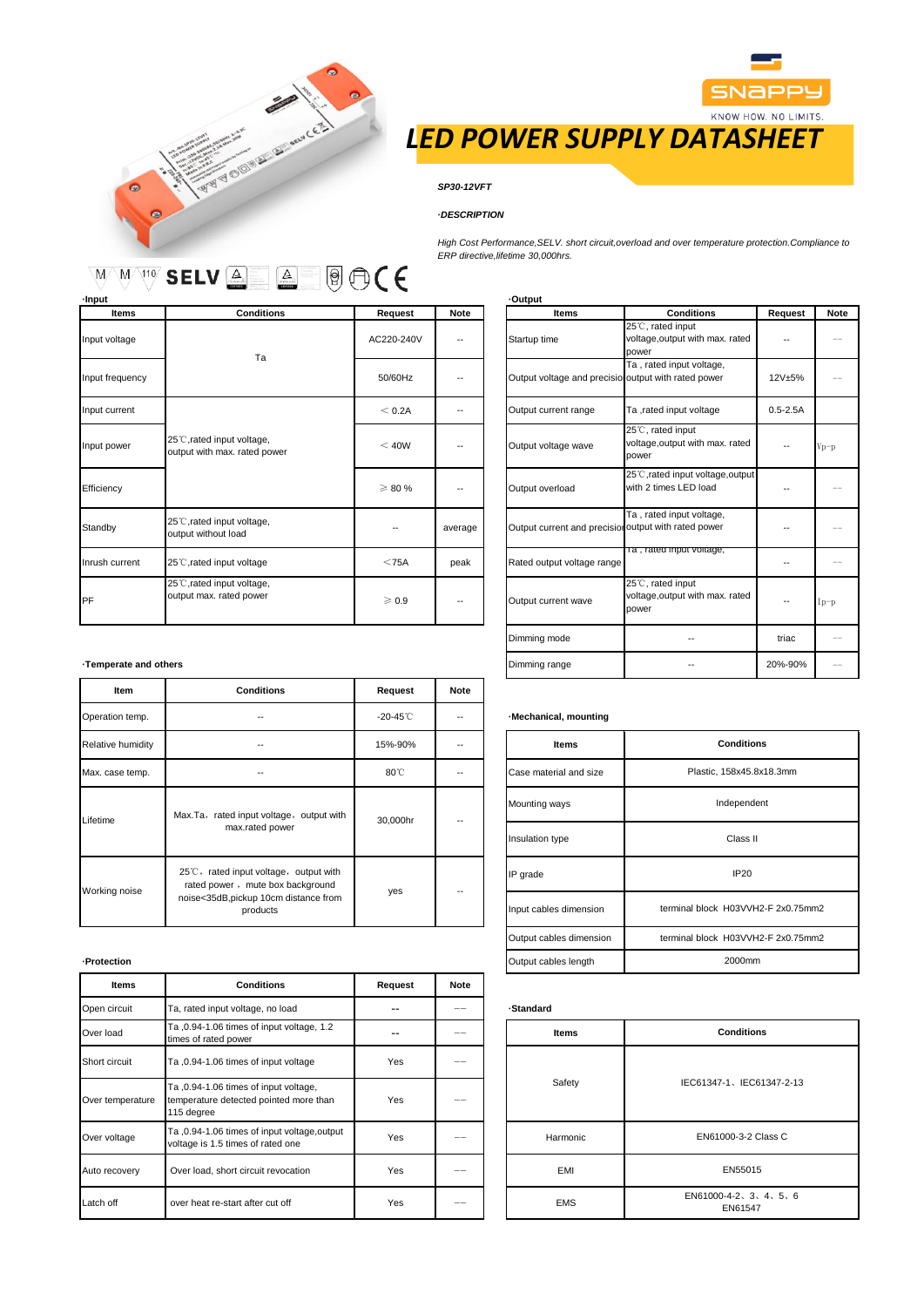# LED POWER SUPPLY DATASHEET

*SP30-12VFT*

*·DESCRIPTION*

*High Cost Performance,SELV. short circuit,overload and over temperature protection.Compliance to ERP directive,lifetime 30,000hrs.*

**·Input**

| Items | Conditions | Request | Note |
|---|---|---|---|
| Input voltage | Ta | AC220-240V | -- |
| Input frequency | | 50/60Hz | -- |
| Input current | | ＜0.2A | -- |
| Input power | 25℃,rated input voltage, output with max. rated power | ＜40W | -- |
| Efficiency | | ≥ 80 % | -- |
| Standby | 25℃,rated input voltage, output without load | -- | average |
| Inrush current | 25℃,rated input voltage | <75A | peak |
| PF | 25℃,rated input voltage, output max. rated power | ≥ 0.9 | -- |

**·Output**

| Items | Conditions | Request | Note |
|---|---|---|---|
| Startup time | 25℃, rated input voltage,output with max. rated power | -- | -- |
| Output voltage and precision | Ta , rated input voltage, output with rated power | 12V±5% | -- |
| Output current range | Ta ,rated input voltage | 0.5-2.5A | |
| Output voltage wave | 25℃, rated input voltage,output with max. rated power | -- | Vp-p |
| Output overload | 25℃,rated input voltage,output with 2 times LED load | -- | -- |
| Output current and precision | Ta , rated input voltage, output with rated power | -- | -- |
| Rated output voltage range | Ta , rated input voltage, | -- | -- |
| Output current wave | 25℃, rated input voltage,output with max. rated power | -- | Ip-p |
| Dimming mode | -- | triac | -- |
| Dimming range | -- | 20%-90% | -- |

**·Temperate and others**

| Item | Conditions | Request | Note |
|---|---|---|---|
| Operation temp. | -- | -20-45℃ | -- |
| Relative humidity | -- | 15%-90% | -- |
| Max. case temp. | -- | 80℃ | -- |
| Lifetime | Max.Ta，rated input voltage，output with max.rated power | 30,000hr | -- |
| Working noise | 25℃，rated input voltage，output with rated power，mute box background noise<35dB,pickup 10cm distance from products | yes | -- |

**·Mechanical, mounting**

| Items | Conditions |
|---|---|
| Case material and size | Plastic, 158x45.8x18.3mm |
| Mounting ways | Independent |
| Insulation type | Class II |
| IP grade | IP20 |
| Input cables dimension | terminal block H03VVH2-F 2x0.75mm2 |
| Output cables dimension | terminal block H03VVH2-F 2x0.75mm2 |
| Output cables length | 2000mm |

**·Protection**

| Items | Conditions | Request | Note |
|---|---|---|---|
| Open circuit | Ta, rated input voltage, no load | -- | -- |
| Over load | Ta ,0.94-1.06 times of input voltage, 1.2 times of rated power | -- | -- |
| Short circuit | Ta ,0.94-1.06 times of input voltage | Yes | -- |
| Over temperature | Ta ,0.94-1.06 times of input voltage, temperature detected pointed more than 115 degree | Yes | -- |
| Over voltage | Ta ,0.94-1.06 times of input voltage,output voltage is 1.5 times of rated one | Yes | -- |
| Auto recovery | Over load, short circuit revocation | Yes | -- |
| Latch off | over heat re-start after cut off | Yes | -- |

**·Standard**

| Items | Conditions |
|---|---|
| Safety | IEC61347-1、IEC61347-2-13 |
| Harmonic | EN61000-3-2 Class C |
| EMI | EN55015 |
| EMS | EN61000-4-2、3、4、5、6 EN61547 |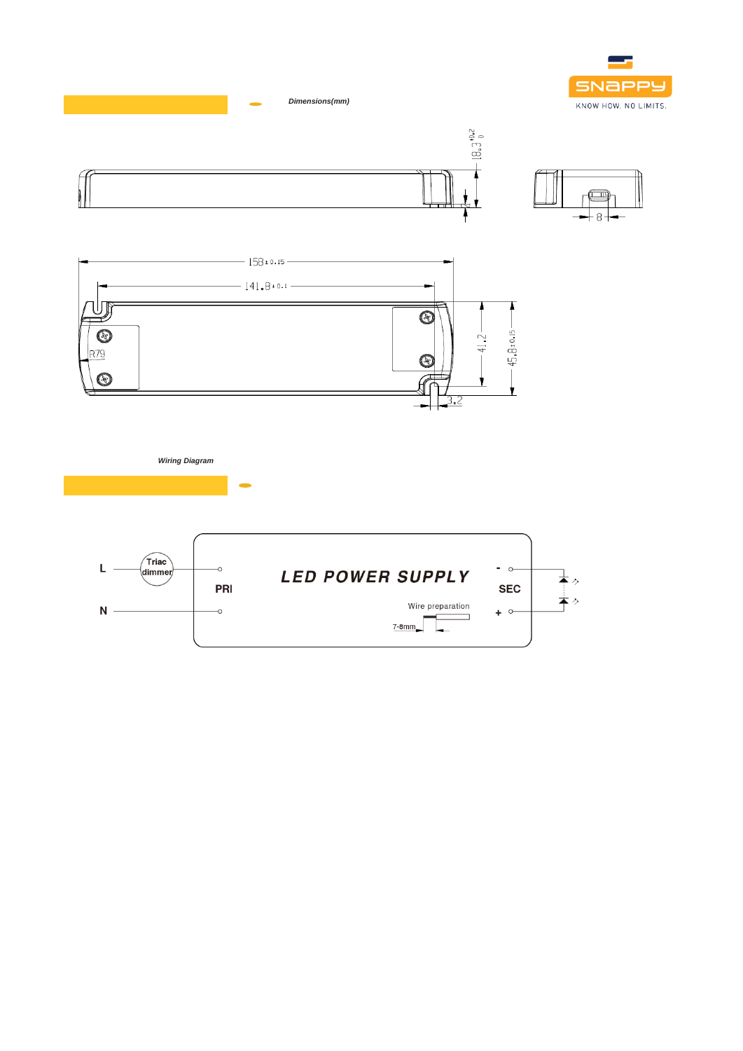## Dimensions(mm)

18.3 +0.2/0

2

8

158±0.15

141.8±0.1

R79

41.2

45.8±0.15

3.2

## Wiring Diagram

L

Triac dimmer

N

PRI

LED POWER SUPPLY

Wire preparation

7-8mm

SEC

-

+